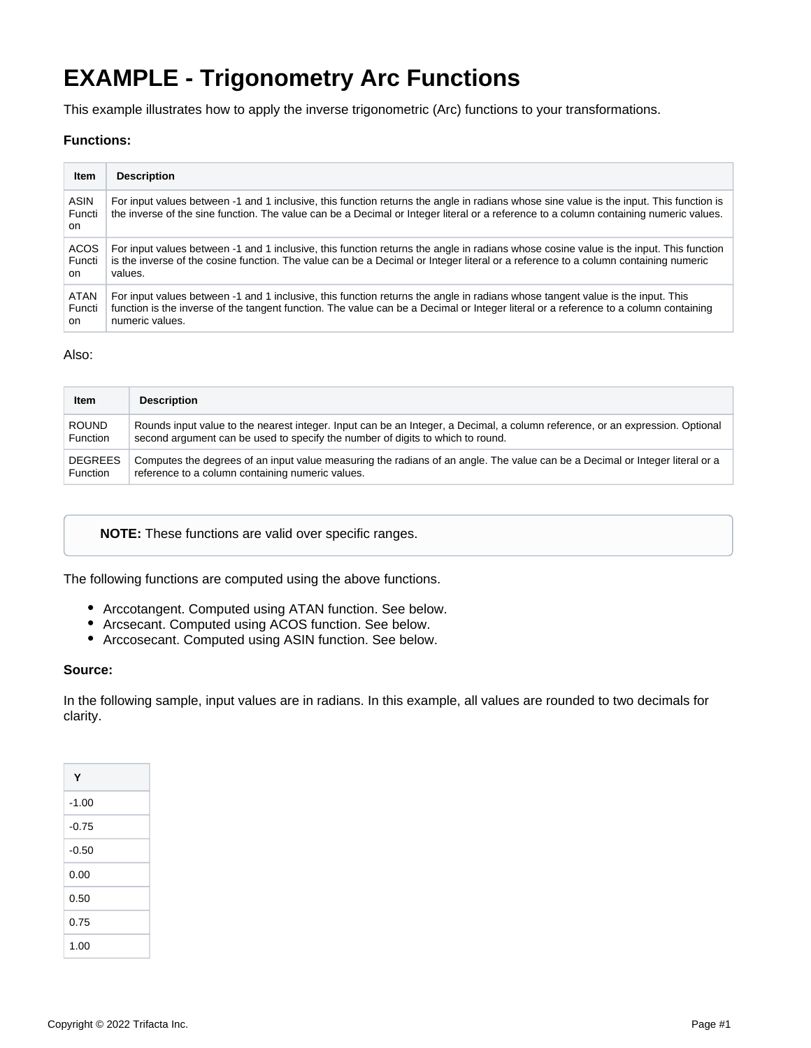# EXAMPLE - Trigonometry Arc Functions

This example illustrates how to apply the inverse trigonometric (Arc) functions to your transformations.

**Functions:**

| Item | Description |
| --- | --- |
| ASIN Function | For input values between -1 and 1 inclusive, this function returns the angle in radians whose sine value is the input. This function is the inverse of the sine function. The value can be a Decimal or Integer literal or a reference to a column containing numeric values. |
| ACOS Function | For input values between -1 and 1 inclusive, this function returns the angle in radians whose cosine value is the input. This function is the inverse of the cosine function. The value can be a Decimal or Integer literal or a reference to a column containing numeric values. |
| ATAN Function | For input values between -1 and 1 inclusive, this function returns the angle in radians whose tangent value is the input. This function is the inverse of the tangent function. The value can be a Decimal or Integer literal or a reference to a column containing numeric values. |

Also:

| Item | Description |
| --- | --- |
| ROUND Function | Rounds input value to the nearest integer. Input can be an Integer, a Decimal, a column reference, or an expression. Optional second argument can be used to specify the number of digits to which to round. |
| DEGREES Function | Computes the degrees of an input value measuring the radians of an angle. The value can be a Decimal or Integer literal or a reference to a column containing numeric values. |

> **NOTE:** These functions are valid over specific ranges.

The following functions are computed using the above functions.

- Arccotangent. Computed using ATAN function. See below.
- Arcsecant. Computed using ACOS function. See below.
- Arccosecant. Computed using ASIN function. See below.

**Source:**

In the following sample, input values are in radians. In this example, all values are rounded to two decimals for clarity.

| Y |
| --- |
| -1.00 |
| -0.75 |
| -0.50 |
| 0.00 |
| 0.50 |
| 0.75 |
| 1.00 |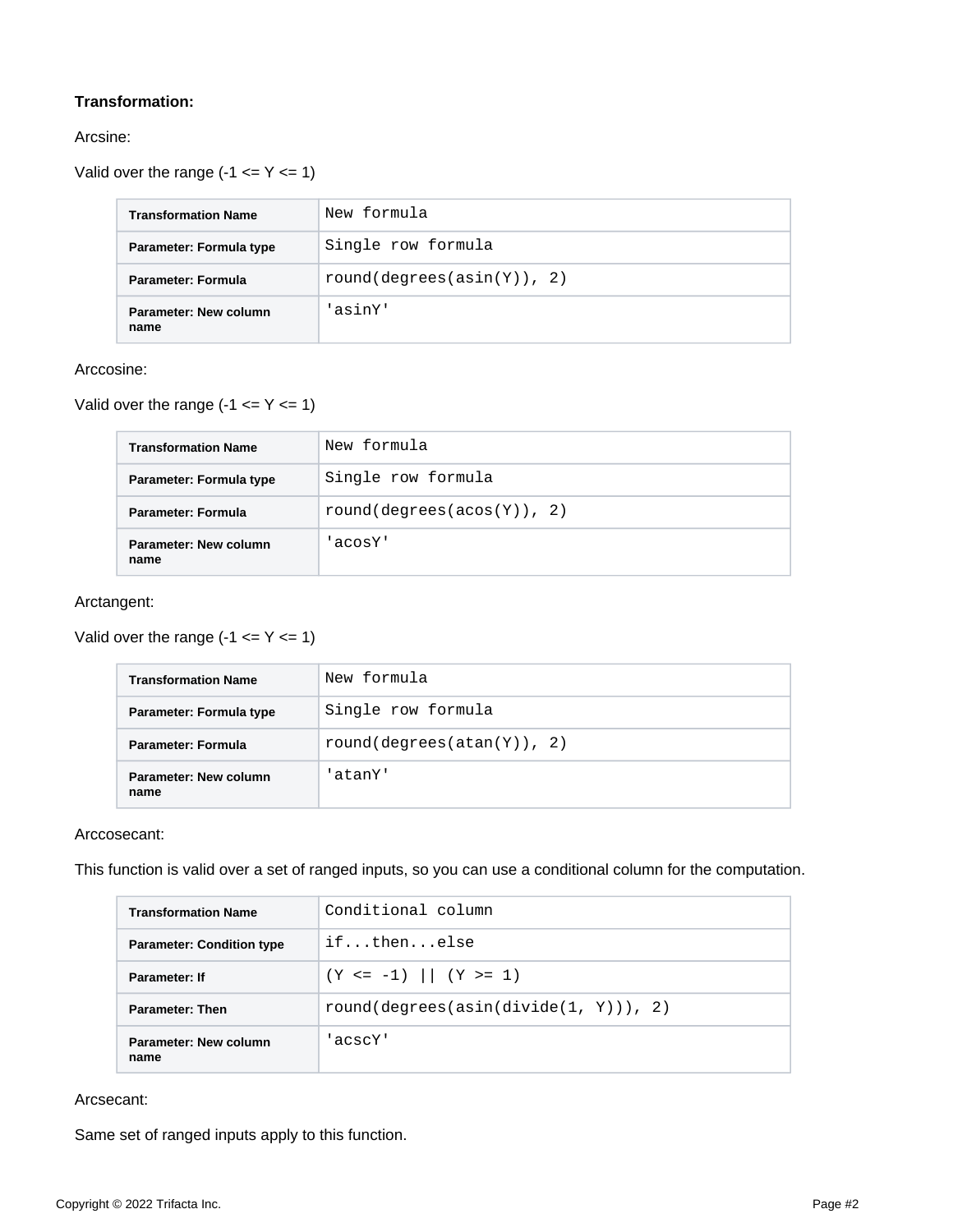**Transformation:**

Arcsine:

Valid over the range (-1 <= Y <= 1)

| Transformation Name | New formula |
| --- | --- |
| Parameter: Formula type | Single row formula |
| Parameter: Formula | round(degrees(asin(Y)), 2) |
| Parameter: New column name | 'asinY' |

Arccosine:

Valid over the range (-1 <= Y <= 1)

| Transformation Name | New formula |
| --- | --- |
| Parameter: Formula type | Single row formula |
| Parameter: Formula | round(degrees(acos(Y)), 2) |
| Parameter: New column name | 'acosY' |

Arctangent:

Valid over the range (-1 <= Y <= 1)

| Transformation Name | New formula |
| --- | --- |
| Parameter: Formula type | Single row formula |
| Parameter: Formula | round(degrees(atan(Y)), 2) |
| Parameter: New column name | 'atanY' |

Arccosecant:

This function is valid over a set of ranged inputs, so you can use a conditional column for the computation.

| Transformation Name | Conditional column |
| --- | --- |
| Parameter: Condition type | if...then...else |
| Parameter: If | (Y <= -1) \|\| (Y >= 1) |
| Parameter: Then | round(degrees(asin(divide(1, Y))), 2) |
| Parameter: New column name | 'acscY' |

Arcsecant:

Same set of ranged inputs apply to this function.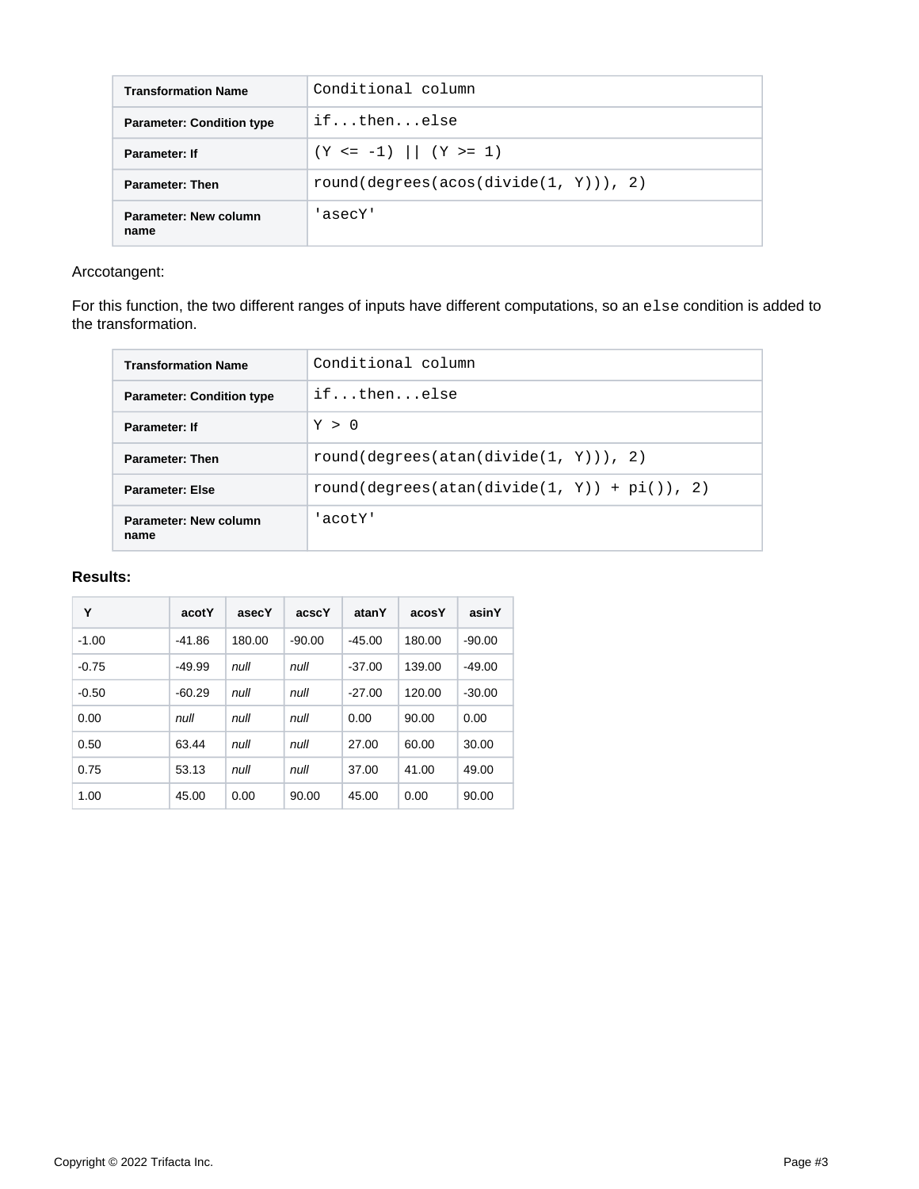| Transformation Name | Conditional column |
| --- | --- |
| Parameter: Condition type | if...then...else |
| Parameter: If | (Y <= -1) \|\| (Y >= 1) |
| Parameter: Then | round(degrees(acos(divide(1, Y))), 2) |
| Parameter: New column name | 'asecY' |

Arccotangent:

For this function, the two different ranges of inputs have different computations, so an `else` condition is added to the transformation.

| Transformation Name | Conditional column |
| --- | --- |
| Parameter: Condition type | if...then...else |
| Parameter: If | Y > 0 |
| Parameter: Then | round(degrees(atan(divide(1, Y))), 2) |
| Parameter: Else | round(degrees(atan(divide(1, Y)) + pi()), 2) |
| Parameter: New column name | 'acotY' |

**Results:**

| Y | acotY | asecY | acscY | atanY | acosY | asinY |
| --- | --- | --- | --- | --- | --- | --- |
| -1.00 | -41.86 | 180.00 | -90.00 | -45.00 | 180.00 | -90.00 |
| -0.75 | -49.99 | *null* | *null* | -37.00 | 139.00 | -49.00 |
| -0.50 | -60.29 | *null* | *null* | -27.00 | 120.00 | -30.00 |
| 0.00 | *null* | *null* | *null* | 0.00 | 90.00 | 0.00 |
| 0.50 | 63.44 | *null* | *null* | 27.00 | 60.00 | 30.00 |
| 0.75 | 53.13 | *null* | *null* | 37.00 | 41.00 | 49.00 |
| 1.00 | 45.00 | 0.00 | 90.00 | 45.00 | 0.00 | 90.00 |